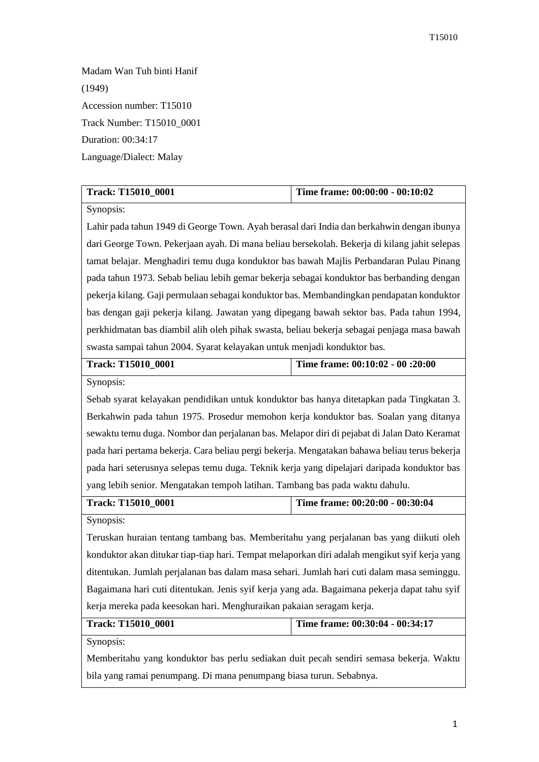Madam Wan Tuh binti Hanif

(1949)

Accession number: T15010

Track Number: T15010_0001

Duration: 00:34:17

Language/Dialect: Malay

| **Track: T15010_0001** | **Time frame: 00:00:00 - 00:10:02** |
|---|---|
| Synopsis: Lahir pada tahun 1949 di George Town. Ayah berasal dari India dan berkahwin dengan ibunya dari George Town. Pekerjaan ayah. Di mana beliau bersekolah. Bekerja di kilang jahit selepas tamat belajar. Menghadiri temu duga konduktor bas bawah Majlis Perbandaran Pulau Pinang pada tahun 1973. Sebab beliau lebih gemar bekerja sebagai konduktor bas berbanding dengan pekerja kilang. Gaji permulaan sebagai konduktor bas. Membandingkan pendapatan konduktor bas dengan gaji pekerja kilang. Jawatan yang dipegang bawah sektor bas. Pada tahun 1994, perkhidmatan bas diambil alih oleh pihak swasta, beliau bekerja sebagai penjaga masa bawah swasta sampai tahun 2004. Syarat kelayakan untuk menjadi konduktor bas. | |
| **Track: T15010_0001** | **Time frame: 00:10:02 - 00 :20:00** |
| Synopsis: Sebab syarat kelayakan pendidikan untuk konduktor bas hanya ditetapkan pada Tingkatan 3. Berkahwin pada tahun 1975. Prosedur memohon kerja konduktor bas. Soalan yang ditanya sewaktu temu duga. Nombor dan perjalanan bas. Melapor diri di pejabat di Jalan Dato Keramat pada hari pertama bekerja. Cara beliau pergi bekerja. Mengatakan bahawa beliau terus bekerja pada hari seterusnya selepas temu duga. Teknik kerja yang dipelajari daripada konduktor bas yang lebih senior. Mengatakan tempoh latihan. Tambang bas pada waktu dahulu. | |
| **Track: T15010_0001** | **Time frame: 00:20:00 - 00:30:04** |
| Synopsis: Teruskan huraian tentang tambang bas. Memberitahu yang perjalanan bas yang diikuti oleh konduktor akan ditukar tiap-tiap hari. Tempat melaporkan diri adalah mengikut syif kerja yang ditentukan. Jumlah perjalanan bas dalam masa sehari. Jumlah hari cuti dalam masa seminggu. Bagaimana hari cuti ditentukan. Jenis syif kerja yang ada. Bagaimana pekerja dapat tahu syif kerja mereka pada keesokan hari. Menghuraikan pakaian seragam kerja. | |
| **Track: T15010_0001** | **Time frame: 00:30:04 - 00:34:17** |
| Synopsis: Memberitahu yang konduktor bas perlu sediakan duit pecah sendiri semasa bekerja. Waktu bila yang ramai penumpang. Di mana penumpang biasa turun. Sebabnya. | |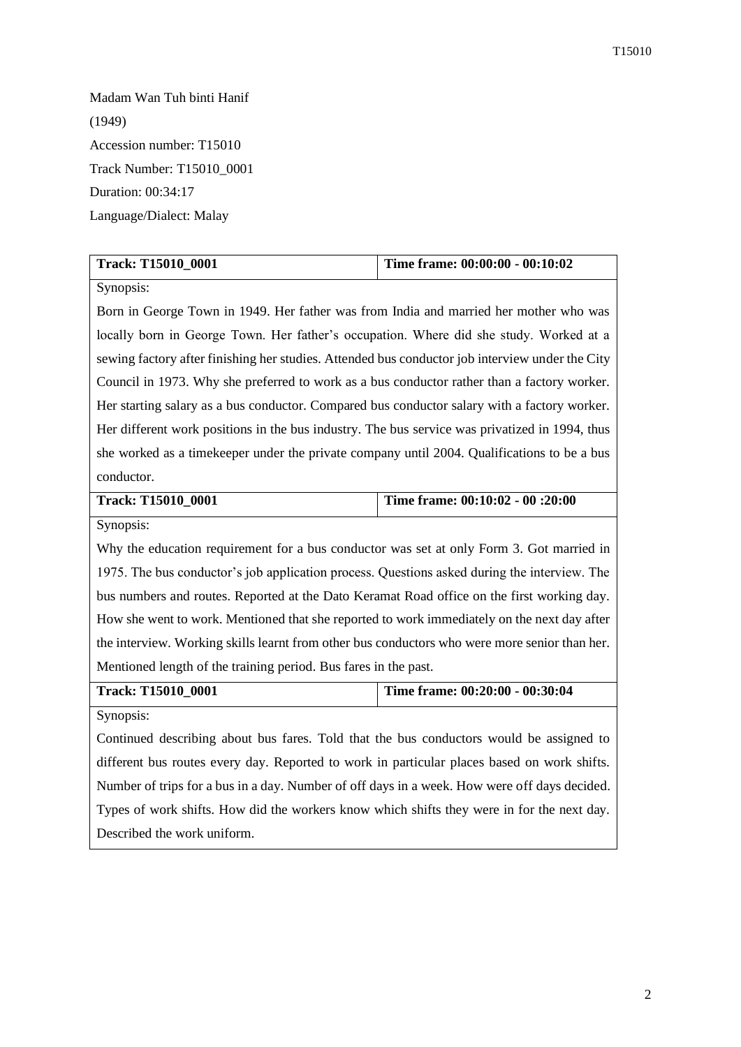Madam Wan Tuh binti Hanif

(1949)

Accession number: T15010

Track Number: T15010_0001

Duration: 00:34:17

Language/Dialect: Malay

| **Track: T15010_0001** | **Time frame: 00:00:00 - 00:10:02** |
|---|---|
| Synopsis: Born in George Town in 1949. Her father was from India and married her mother who was locally born in George Town. Her father's occupation. Where did she study. Worked at a sewing factory after finishing her studies. Attended bus conductor job interview under the City Council in 1973. Why she preferred to work as a bus conductor rather than a factory worker. Her starting salary as a bus conductor. Compared bus conductor salary with a factory worker. Her different work positions in the bus industry. The bus service was privatized in 1994, thus she worked as a timekeeper under the private company until 2004. Qualifications to be a bus conductor. | |
| **Track: T15010_0001** | **Time frame: 00:10:02 - 00 :20:00** |
| Synopsis: Why the education requirement for a bus conductor was set at only Form 3. Got married in 1975. The bus conductor's job application process. Questions asked during the interview. The bus numbers and routes. Reported at the Dato Keramat Road office on the first working day. How she went to work. Mentioned that she reported to work immediately on the next day after the interview. Working skills learnt from other bus conductors who were more senior than her. Mentioned length of the training period. Bus fares in the past. | |
| **Track: T15010_0001** | **Time frame: 00:20:00 - 00:30:04** |
| Synopsis: Continued describing about bus fares. Told that the bus conductors would be assigned to different bus routes every day. Reported to work in particular places based on work shifts. Number of trips for a bus in a day. Number of off days in a week. How were off days decided. Types of work shifts. How did the workers know which shifts they were in for the next day. Described the work uniform. | |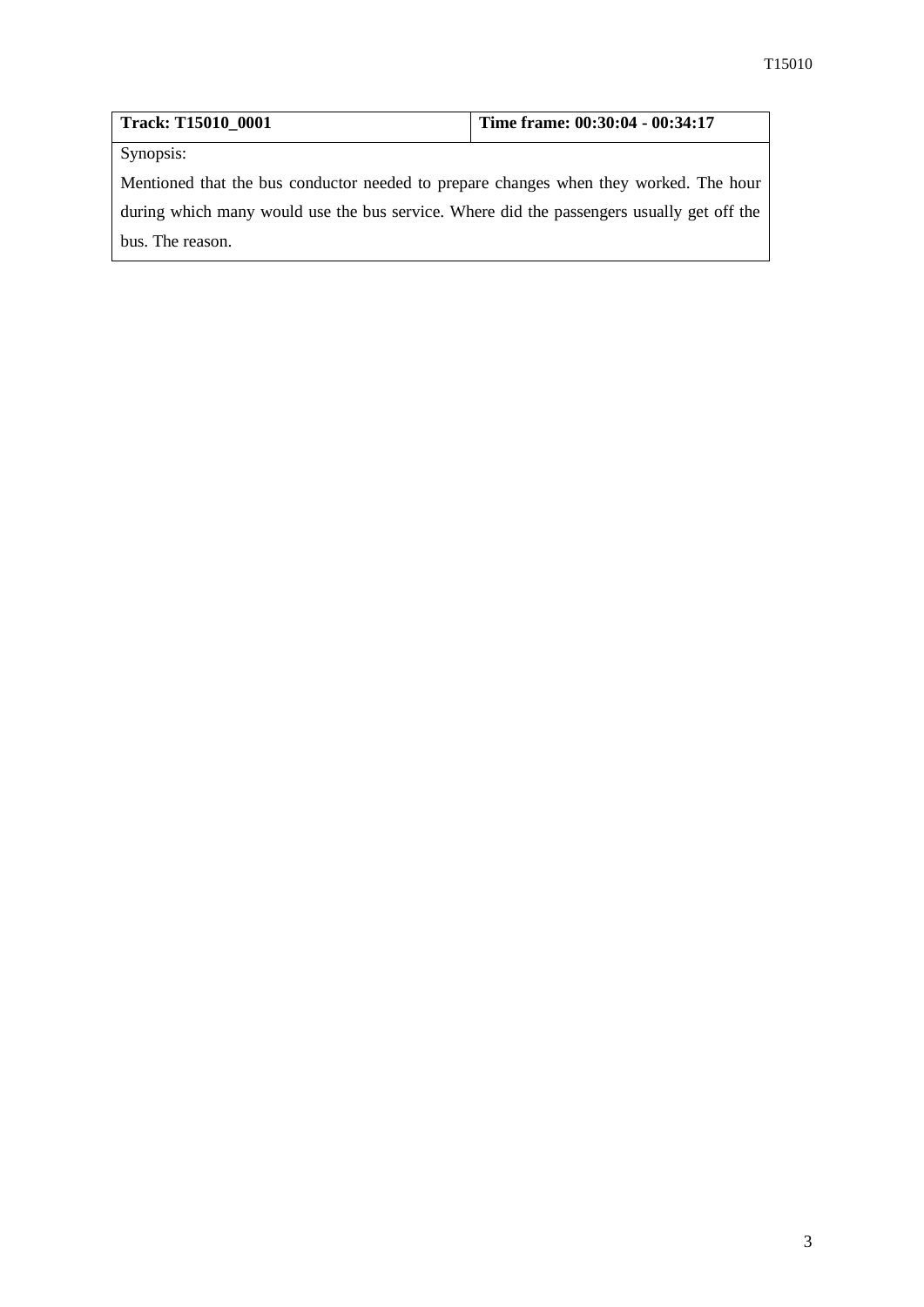| **Track: T15010_0001** | **Time frame: 00:30:04 - 00:34:17** |
| --- | --- |
| Synopsis: Mentioned that the bus conductor needed to prepare changes when they worked. The hour during which many would use the bus service. Where did the passengers usually get off the bus. The reason. | |